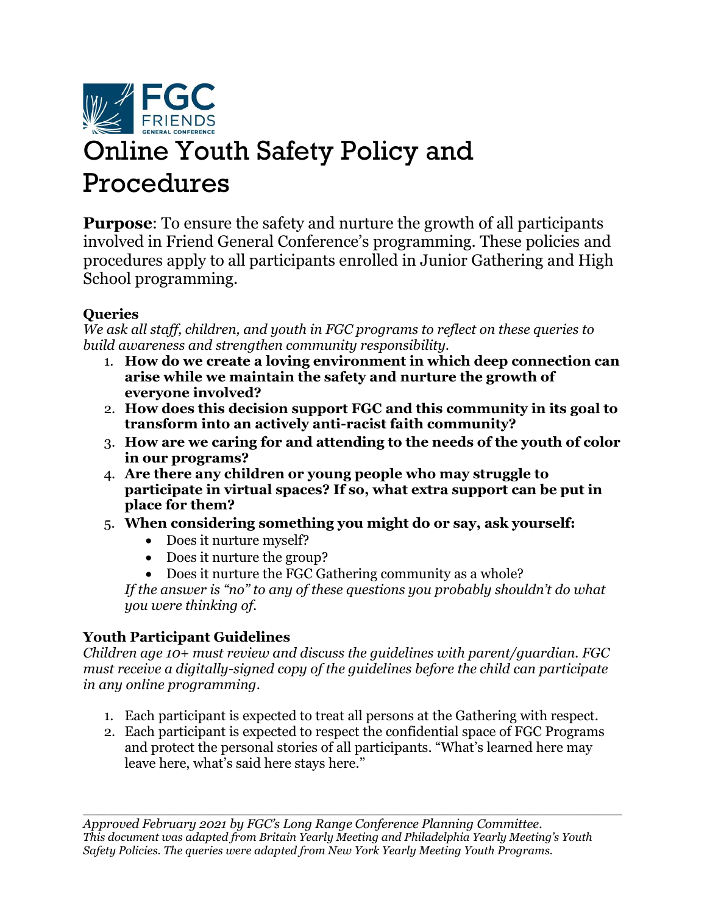# Online Youth Safety Policy and Procedures

**Purpose**: To ensure the safety and nurture the growth of all participants involved in Friend General Conference's programming. These policies and procedures apply to all participants enrolled in Junior Gathering and High School programming.

### Queries

*We ask all staff, children, and youth in FGC programs to reflect on these queries to build awareness and strengthen community responsibility.*

1. **How do we create a loving environment in which deep connection can arise while we maintain the safety and nurture the growth of everyone involved?**
2. **How does this decision support FGC and this community in its goal to transform into an actively anti-racist faith community?**
3. **How are we caring for and attending to the needs of the youth of color in our programs?**
4. **Are there any children or young people who may struggle to participate in virtual spaces? If so, what extra support can be put in place for them?**
5. **When considering something you might do or say, ask yourself:**
   - Does it nurture myself?
   - Does it nurture the group?
   - Does it nurture the FGC Gathering community as a whole?

   *If the answer is "no" to any of these questions you probably shouldn't do what you were thinking of.*

### Youth Participant Guidelines

*Children age 10+ must review and discuss the guidelines with parent/guardian. FGC must receive a digitally-signed copy of the guidelines before the child can participate in any online programming.*

1. Each participant is expected to treat all persons at the Gathering with respect.
2. Each participant is expected to respect the confidential space of FGC Programs and protect the personal stories of all participants. "What's learned here may leave here, what's said here stays here."

---

*Approved February 2021 by FGC's Long Range Conference Planning Committee.*
*This document was adapted from Britain Yearly Meeting and Philadelphia Yearly Meeting's Youth Safety Policies. The queries were adapted from New York Yearly Meeting Youth Programs.*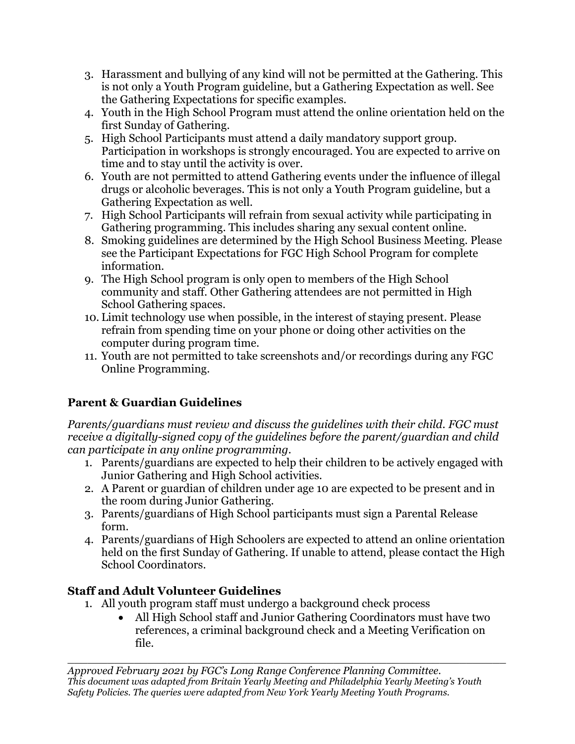3. Harassment and bullying of any kind will not be permitted at the Gathering. This is not only a Youth Program guideline, but a Gathering Expectation as well. See the Gathering Expectations for specific examples.
4. Youth in the High School Program must attend the online orientation held on the first Sunday of Gathering.
5. High School Participants must attend a daily mandatory support group. Participation in workshops is strongly encouraged. You are expected to arrive on time and to stay until the activity is over.
6. Youth are not permitted to attend Gathering events under the influence of illegal drugs or alcoholic beverages. This is not only a Youth Program guideline, but a Gathering Expectation as well.
7. High School Participants will refrain from sexual activity while participating in Gathering programming. This includes sharing any sexual content online.
8. Smoking guidelines are determined by the High School Business Meeting. Please see the Participant Expectations for FGC High School Program for complete information.
9. The High School program is only open to members of the High School community and staff. Other Gathering attendees are not permitted in High School Gathering spaces.
10. Limit technology use when possible, in the interest of staying present. Please refrain from spending time on your phone or doing other activities on the computer during program time.
11. Youth are not permitted to take screenshots and/or recordings during any FGC Online Programming.

### Parent & Guardian Guidelines

*Parents/guardians must review and discuss the guidelines with their child. FGC must receive a digitally-signed copy of the guidelines before the parent/guardian and child can participate in any online programming.*

1. Parents/guardians are expected to help their children to be actively engaged with Junior Gathering and High School activities.
2. A Parent or guardian of children under age 10 are expected to be present and in the room during Junior Gathering.
3. Parents/guardians of High School participants must sign a Parental Release form.
4. Parents/guardians of High Schoolers are expected to attend an online orientation held on the first Sunday of Gathering. If unable to attend, please contact the High School Coordinators.

### Staff and Adult Volunteer Guidelines

1. All youth program staff must undergo a background check process
   - All High School staff and Junior Gathering Coordinators must have two references, a criminal background check and a Meeting Verification on file.

---

*Approved February 2021 by FGC's Long Range Conference Planning Committee.*
*This document was adapted from Britain Yearly Meeting and Philadelphia Yearly Meeting's Youth Safety Policies. The queries were adapted from New York Yearly Meeting Youth Programs.*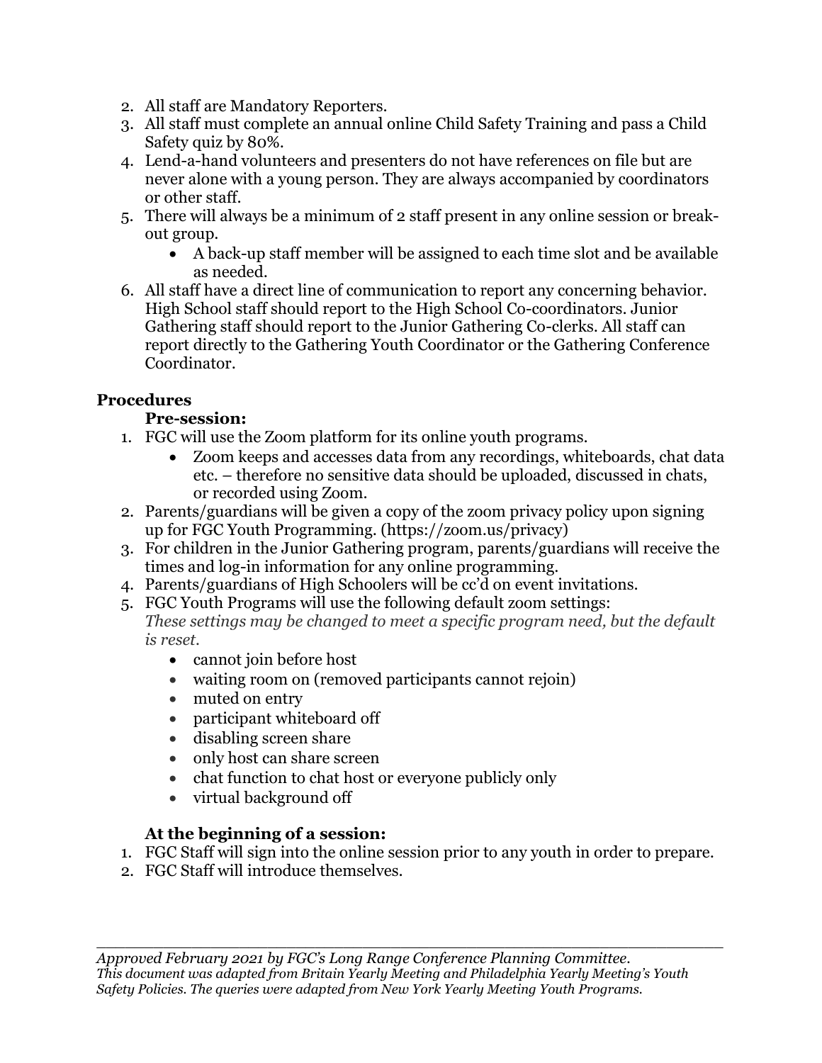2. All staff are Mandatory Reporters.
3. All staff must complete an annual online Child Safety Training and pass a Child Safety quiz by 80%.
4. Lend-a-hand volunteers and presenters do not have references on file but are never alone with a young person. They are always accompanied by coordinators or other staff.
5. There will always be a minimum of 2 staff present in any online session or break-out group.
    - A back-up staff member will be assigned to each time slot and be available as needed.
6. All staff have a direct line of communication to report any concerning behavior. High School staff should report to the High School Co-coordinators. Junior Gathering staff should report to the Junior Gathering Co-clerks. All staff can report directly to the Gathering Youth Coordinator or the Gathering Conference Coordinator.

## Procedures

### Pre-session:

1. FGC will use the Zoom platform for its online youth programs.
    - Zoom keeps and accesses data from any recordings, whiteboards, chat data etc. – therefore no sensitive data should be uploaded, discussed in chats, or recorded using Zoom.
2. Parents/guardians will be given a copy of the zoom privacy policy upon signing up for FGC Youth Programming. (https://zoom.us/privacy)
3. For children in the Junior Gathering program, parents/guardians will receive the times and log-in information for any online programming.
4. Parents/guardians of High Schoolers will be cc'd on event invitations.
5. FGC Youth Programs will use the following default zoom settings:
   *These settings may be changed to meet a specific program need, but the default is reset.*
    - cannot join before host
    - waiting room on (removed participants cannot rejoin)
    - muted on entry
    - participant whiteboard off
    - disabling screen share
    - only host can share screen
    - chat function to chat host or everyone publicly only
    - virtual background off

### At the beginning of a session:

1. FGC Staff will sign into the online session prior to any youth in order to prepare.
2. FGC Staff will introduce themselves.

---

*Approved February 2021 by FGC's Long Range Conference Planning Committee.*
*This document was adapted from Britain Yearly Meeting and Philadelphia Yearly Meeting's Youth Safety Policies. The queries were adapted from New York Yearly Meeting Youth Programs.*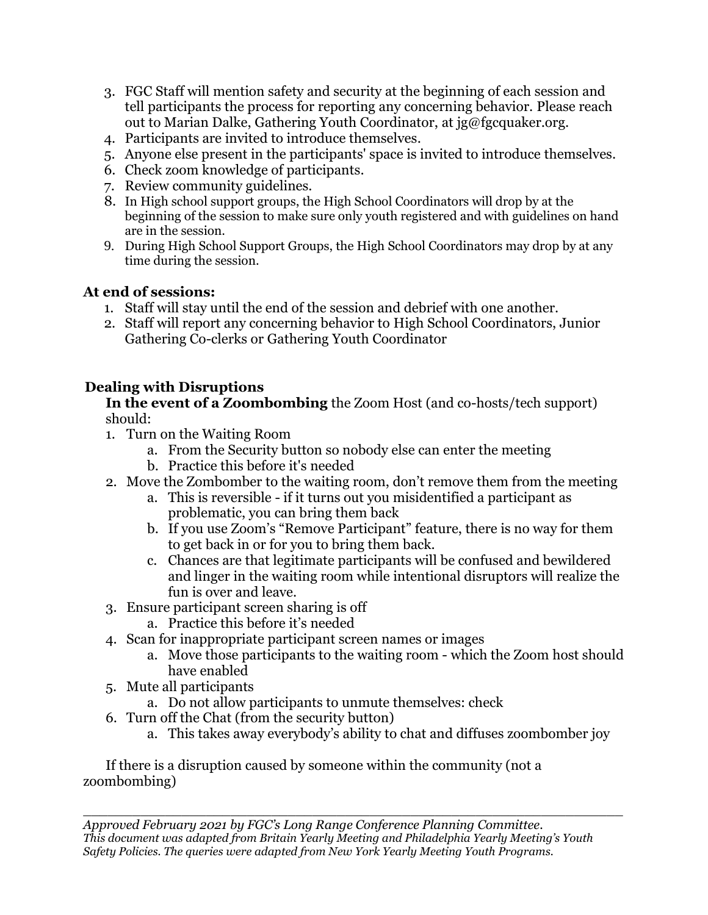3. FGC Staff will mention safety and security at the beginning of each session and tell participants the process for reporting any concerning behavior. Please reach out to Marian Dalke, Gathering Youth Coordinator, at jg@fgcquaker.org.
4. Participants are invited to introduce themselves.
5. Anyone else present in the participants' space is invited to introduce themselves.
6. Check zoom knowledge of participants.
7. Review community guidelines.
8. In High school support groups, the High School Coordinators will drop by at the beginning of the session to make sure only youth registered and with guidelines on hand are in the session.
9. During High School Support Groups, the High School Coordinators may drop by at any time during the session.

### At end of sessions:

1. Staff will stay until the end of the session and debrief with one another.
2. Staff will report any concerning behavior to High School Coordinators, Junior Gathering Co-clerks or Gathering Youth Coordinator

### Dealing with Disruptions

**In the event of a Zoombombing** the Zoom Host (and co-hosts/tech support) should:

1. Turn on the Waiting Room
   a. From the Security button so nobody else can enter the meeting
   b. Practice this before it's needed
2. Move the Zombomber to the waiting room, don't remove them from the meeting
   a. This is reversible - if it turns out you misidentified a participant as problematic, you can bring them back
   b. If you use Zoom's "Remove Participant" feature, there is no way for them to get back in or for you to bring them back.
   c. Chances are that legitimate participants will be confused and bewildered and linger in the waiting room while intentional disruptors will realize the fun is over and leave.
3. Ensure participant screen sharing is off
   a. Practice this before it's needed
4. Scan for inappropriate participant screen names or images
   a. Move those participants to the waiting room - which the Zoom host should have enabled
5. Mute all participants
   a. Do not allow participants to unmute themselves: check
6. Turn off the Chat (from the security button)
   a. This takes away everybody's ability to chat and diffuses zoombomber joy

If there is a disruption caused by someone within the community (not a zoombombing)

---

*Approved February 2021 by FGC's Long Range Conference Planning Committee.*
*This document was adapted from Britain Yearly Meeting and Philadelphia Yearly Meeting's Youth Safety Policies. The queries were adapted from New York Yearly Meeting Youth Programs.*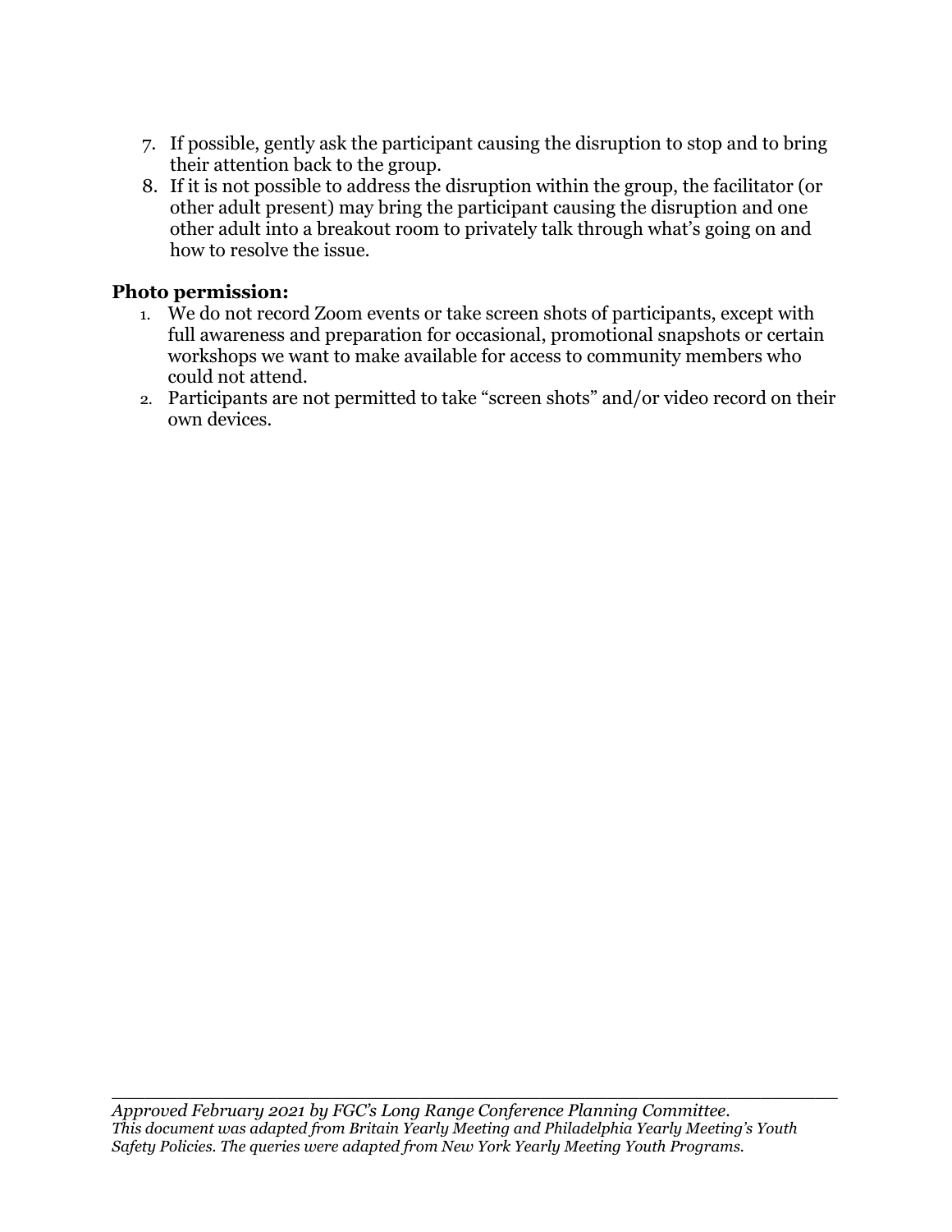7. If possible, gently ask the participant causing the disruption to stop and to bring their attention back to the group.
8. If it is not possible to address the disruption within the group, the facilitator (or other adult present) may bring the participant causing the disruption and one other adult into a breakout room to privately talk through what's going on and how to resolve the issue.

**Photo permission:**

1. We do not record Zoom events or take screen shots of participants, except with full awareness and preparation for occasional, promotional snapshots or certain workshops we want to make available for access to community members who could not attend.
2. Participants are not permitted to take "screen shots" and/or video record on their own devices.

---

*Approved February 2021 by FGC's Long Range Conference Planning Committee.*
*This document was adapted from Britain Yearly Meeting and Philadelphia Yearly Meeting's Youth Safety Policies. The queries were adapted from New York Yearly Meeting Youth Programs.*